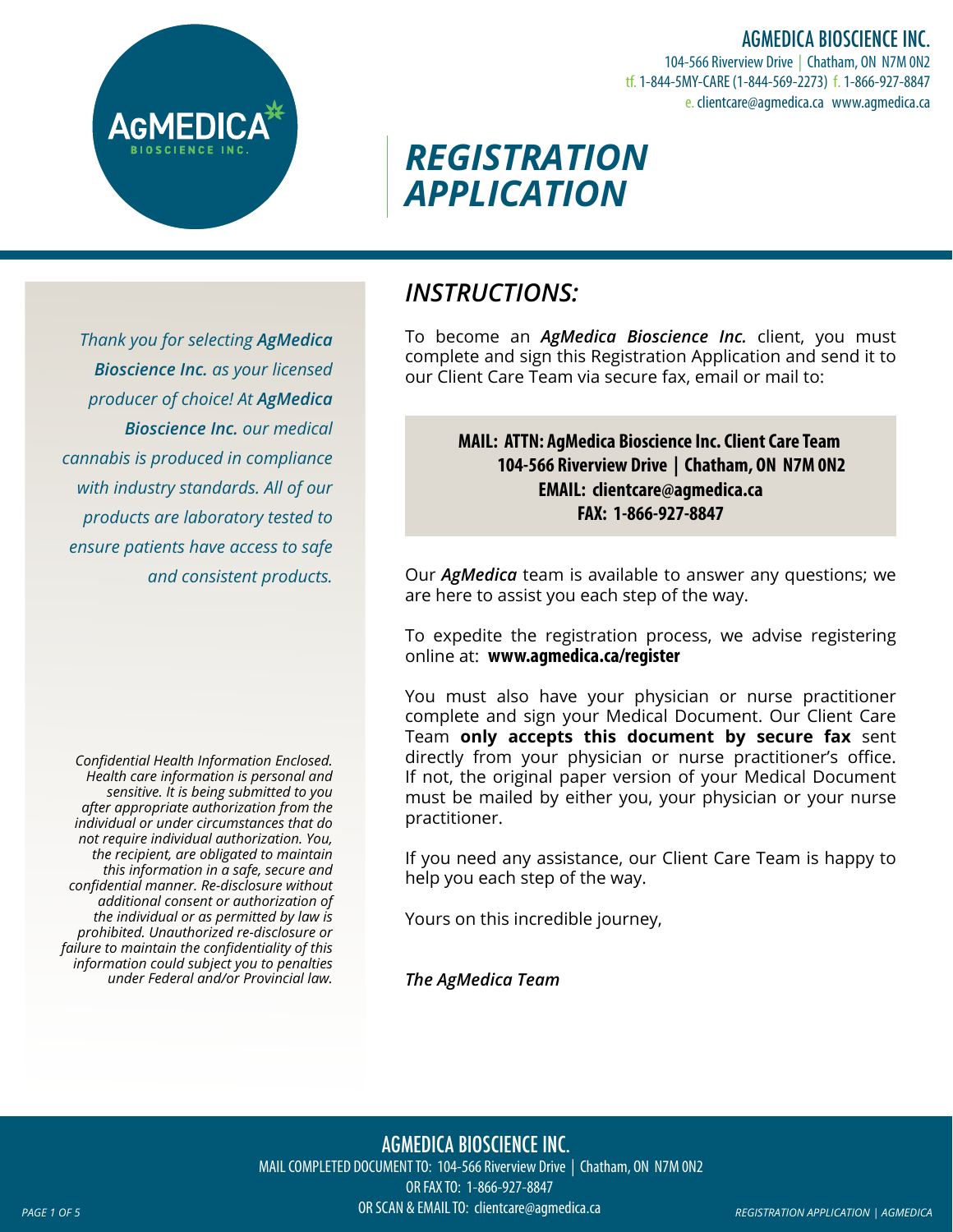AGMEDICA BIOSCIENCE INC.
104-566 Riverview Drive | Chatham, ON N7M 0N2
tf. 1-844-5MY-CARE (1-844-569-2273) f. 1-866-927-8847
e. clientcare@agmedica.ca www.agmedica.ca

# *REGISTRATION APPLICATION*

*Thank you for selecting **AgMedica Bioscience Inc.** as your licensed producer of choice! At **AgMedica Bioscience Inc.** our medical cannabis is produced in compliance with industry standards. All of our products are laboratory tested to ensure patients have access to safe and consistent products.*

*Confidential Health Information Enclosed. Health care information is personal and sensitive. It is being submitted to you after appropriate authorization from the individual or under circumstances that do not require individual authorization. You, the recipient, are obligated to maintain this information in a safe, secure and confidential manner. Re-disclosure without additional consent or authorization of the individual or as permitted by law is prohibited. Unauthorized re-disclosure or failure to maintain the confidentiality of this information could subject you to penalties under Federal and/or Provincial law.*

## *INSTRUCTIONS:*

To become an ***AgMedica Bioscience Inc.*** client, you must complete and sign this Registration Application and send it to our Client Care Team via secure fax, email or mail to:

**MAIL: ATTN: AgMedica Bioscience Inc. Client Care Team**
**104-566 Riverview Drive | Chatham, ON N7M 0N2**
**EMAIL: clientcare@agmedica.ca**
**FAX: 1-866-927-8847**

Our ***AgMedica*** team is available to answer any questions; we are here to assist you each step of the way.

To expedite the registration process, we advise registering online at: **www.agmedica.ca/register**

You must also have your physician or nurse practitioner complete and sign your Medical Document. Our Client Care Team **only accepts this document by secure fax** sent directly from your physician or nurse practitioner's office. If not, the original paper version of your Medical Document must be mailed by either you, your physician or your nurse practitioner.

If you need any assistance, our Client Care Team is happy to help you each step of the way.

Yours on this incredible journey,

***The AgMedica Team***

AGMEDICA BIOSCIENCE INC.
MAIL COMPLETED DOCUMENT TO: 104-566 Riverview Drive | Chatham, ON N7M 0N2
OR FAX TO: 1-866-927-8847
OR SCAN & EMAIL TO: clientcare@agmedica.ca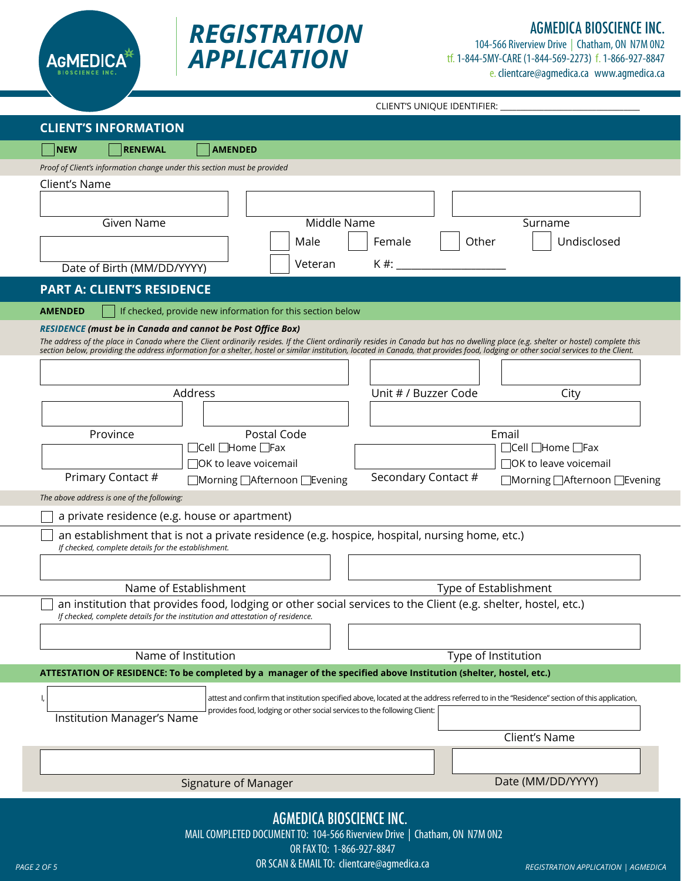# AGMEDICA BIOSCIENCE INC.

104-566 Riverview Drive | Chatham, ON N7M 0N2
tf. 1-844-5MY-CARE (1-844-569-2273) f. 1-866-927-8847
e. clientcare@agmedica.ca www.agmedica.ca

# REGISTRATION APPLICATION

CLIENT'S UNIQUE IDENTIFIER: ______________________________

## CLIENT'S INFORMATION

☐ **NEW** ☐ **RENEWAL** ☐ **AMENDED**

*Proof of Client's information change under this section must be provided*

Client's Name

| Given Name | Middle Name | Surname |
|---|---|---|
| | | |

Date of Birth (MM/DD/YYYY): ______________

☐ Male ☐ Female ☐ Other ☐ Undisclosed

☐ Veteran K #: ____________________

## PART A: CLIENT'S RESIDENCE

**AMENDED** ☐ If checked, provide new information for this section below

***RESIDENCE** (must be in Canada and cannot be Post Office Box)*

*The address of the place in Canada where the Client ordinarily resides. If the Client ordinarily resides in Canada but has no dwelling place (e.g. shelter or hostel) complete this section below, providing the address information for a shelter, hostel or similar institution, located in Canada, that provides food, lodging or other social services to the Client.*

| Address | Unit # / Buzzer Code | City |
|---|---|---|
| | | |

| Province | Postal Code | Email |
|---|---|---|
| | | |

Primary Contact #: ______________ ☐Cell ☐Home ☐Fax ☐OK to leave voicemail ☐Morning ☐Afternoon ☐Evening

Secondary Contact #: ______________ ☐Cell ☐Home ☐Fax ☐OK to leave voicemail ☐Morning ☐Afternoon ☐Evening

*The above address is one of the following:*

☐ a private residence (e.g. house or apartment)

☐ an establishment that is not a private residence (e.g. hospice, hospital, nursing home, etc.)
*If checked, complete details for the establishment.*

| Name of Establishment | Type of Establishment |
|---|---|
| | |

☐ an institution that provides food, lodging or other social services to the Client (e.g. shelter, hostel, etc.)
*If checked, complete details for the institution and attestation of residence.*

| Name of Institution | Type of Institution |
|---|---|
| | |

**ATTESTATION OF RESIDENCE: To be completed by a manager of the specified above Institution (shelter, hostel, etc.)**

I, ______________ (Institution Manager's Name) attest and confirm that institution specified above, located at the address referred to in the "Residence" section of this application, provides food, lodging or other social services to the following Client: ______________ (Client's Name)

| Signature of Manager | Date (MM/DD/YYYY) |
|---|---|
| | |

**AGMEDICA BIOSCIENCE INC.**

MAIL COMPLETED DOCUMENT TO: 104-566 Riverview Drive | Chatham, ON N7M 0N2
OR FAX TO: 1-866-927-8847
OR SCAN & EMAIL TO: clientcare@agmedica.ca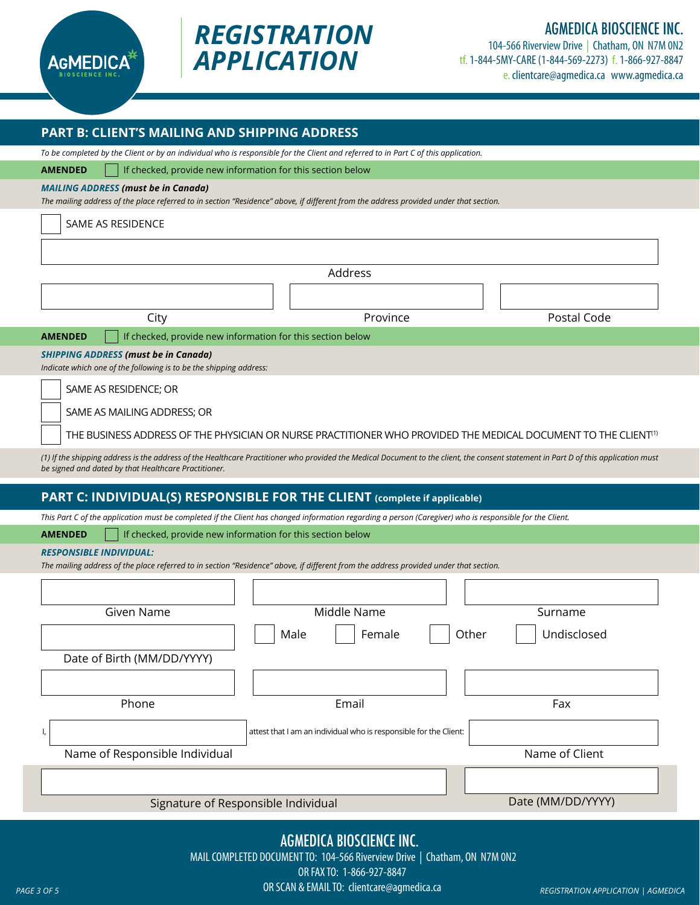# REGISTRATION APPLICATION

**AGMEDICA BIOSCIENCE INC.**
104-566 Riverview Drive | Chatham, ON N7M 0N2
tf. 1-844-5MY-CARE (1-844-569-2273) f. 1-866-927-8847
e. clientcare@agmedica.ca www.agmedica.ca

## PART B: CLIENT'S MAILING AND SHIPPING ADDRESS

*To be completed by the Client or by an individual who is responsible for the Client and referred to in Part C of this application.*

**AMENDED** ☐ If checked, provide new information for this section below

***MAILING ADDRESS (must be in Canada)***
*The mailing address of the place referred to in section "Residence" above, if different from the address provided under that section.*

☐ SAME AS RESIDENCE

Address: ______________________

| City | Province | Postal Code |
|---|---|---|
| | | |

**AMENDED** ☐ If checked, provide new information for this section below

***SHIPPING ADDRESS (must be in Canada)***
*Indicate which one of the following is to be the shipping address:*

☐ SAME AS RESIDENCE; OR

☐ SAME AS MAILING ADDRESS; OR

☐ THE BUSINESS ADDRESS OF THE PHYSICIAN OR NURSE PRACTITIONER WHO PROVIDED THE MEDICAL DOCUMENT TO THE CLIENT[1]

*(1) If the shipping address is the address of the Healthcare Practitioner who provided the Medical Document to the client, the consent statement in Part D of this application must be signed and dated by that Healthcare Practitioner.*

## PART C: INDIVIDUAL(S) RESPONSIBLE FOR THE CLIENT (complete if applicable)

*This Part C of the application must be completed if the Client has changed information regarding a person (Caregiver) who is responsible for the Client.*

**AMENDED** ☐ If checked, provide new information for this section below

***RESPONSIBLE INDIVIDUAL:***
*The mailing address of the place referred to in section "Residence" above, if different from the address provided under that section.*

| Given Name | Middle Name | Surname |
|---|---|---|
| | | |

Date of Birth (MM/DD/YYYY): ______________ ☐ Male ☐ Female ☐ Other ☐ Undisclosed

| Phone | Email | Fax |
|---|---|---|
| | | |

I, ______________ (Name of Responsible Individual) attest that I am an individual who is responsible for the Client: ______________ (Name of Client)

| Signature of Responsible Individual | Date (MM/DD/YYYY) |
|---|---|
| | |

**AGMEDICA BIOSCIENCE INC.**
MAIL COMPLETED DOCUMENT TO: 104-566 Riverview Drive | Chatham, ON N7M 0N2
OR FAX TO: 1-866-927-8847
OR SCAN & EMAIL TO: clientcare@agmedica.ca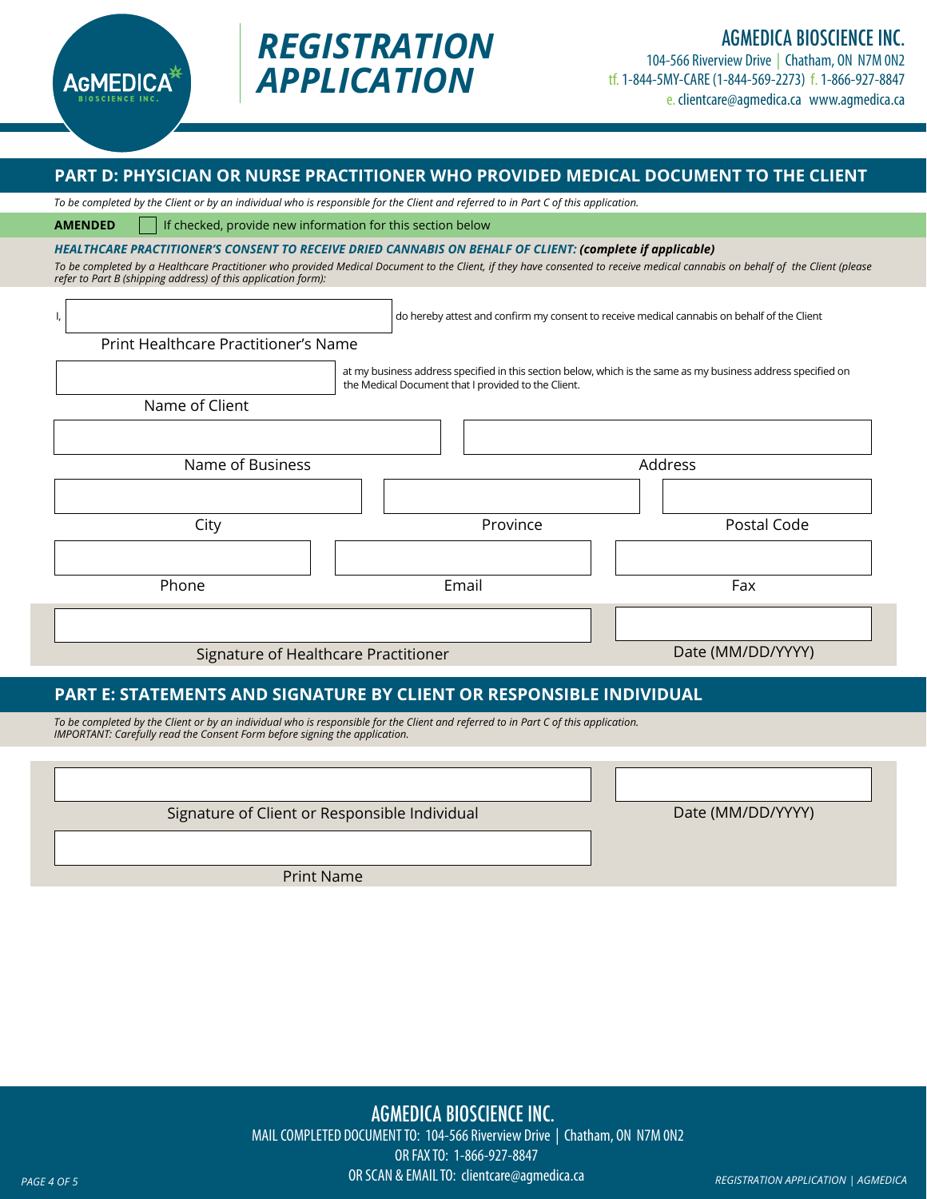# REGISTRATION APPLICATION

**AGMEDICA BIOSCIENCE INC.**
104-566 Riverview Drive | Chatham, ON N7M 0N2
tf. 1-844-5MY-CARE (1-844-569-2273) f. 1-866-927-8847
e. clientcare@agmedica.ca www.agmedica.ca

## PART D: PHYSICIAN OR NURSE PRACTITIONER WHO PROVIDED MEDICAL DOCUMENT TO THE CLIENT

*To be completed by the Client or by an individual who is responsible for the Client and referred to in Part C of this application.*

**AMENDED** ☐ If checked, provide new information for this section below

***HEALTHCARE PRACTITIONER'S CONSENT TO RECEIVE DRIED CANNABIS ON BEHALF OF CLIENT: (complete if applicable)***

*To be completed by a Healthcare Practitioner who provided Medical Document to the Client, if they have consented to receive medical cannabis on behalf of the Client (please refer to Part B (shipping address) of this application form):*

I, ______________________ do hereby attest and confirm my consent to receive medical cannabis on behalf of the Client

Print Healthcare Practitioner's Name

______________________ at my business address specified in this section below, which is the same as my business address specified on the Medical Document that I provided to the Client.

Name of Client

| Name of Business | Address |
|---|---|
| | |

| City | Province | Postal Code |
|---|---|---|
| | | |

| Phone | Email | Fax |
|---|---|---|
| | | |

| Signature of Healthcare Practitioner | Date (MM/DD/YYYY) |
|---|---|
| | |

## PART E: STATEMENTS AND SIGNATURE BY CLIENT OR RESPONSIBLE INDIVIDUAL

*To be completed by the Client or by an individual who is responsible for the Client and referred to in Part C of this application.*
*IMPORTANT: Carefully read the Consent Form before signing the application.*

| Signature of Client or Responsible Individual | Date (MM/DD/YYYY) |
|---|---|
| | |

Print Name: ______________________

**AGMEDICA BIOSCIENCE INC.**
MAIL COMPLETED DOCUMENT TO: 104-566 Riverview Drive | Chatham, ON N7M 0N2
OR FAX TO: 1-866-927-8847
OR SCAN & EMAIL TO: clientcare@agmedica.ca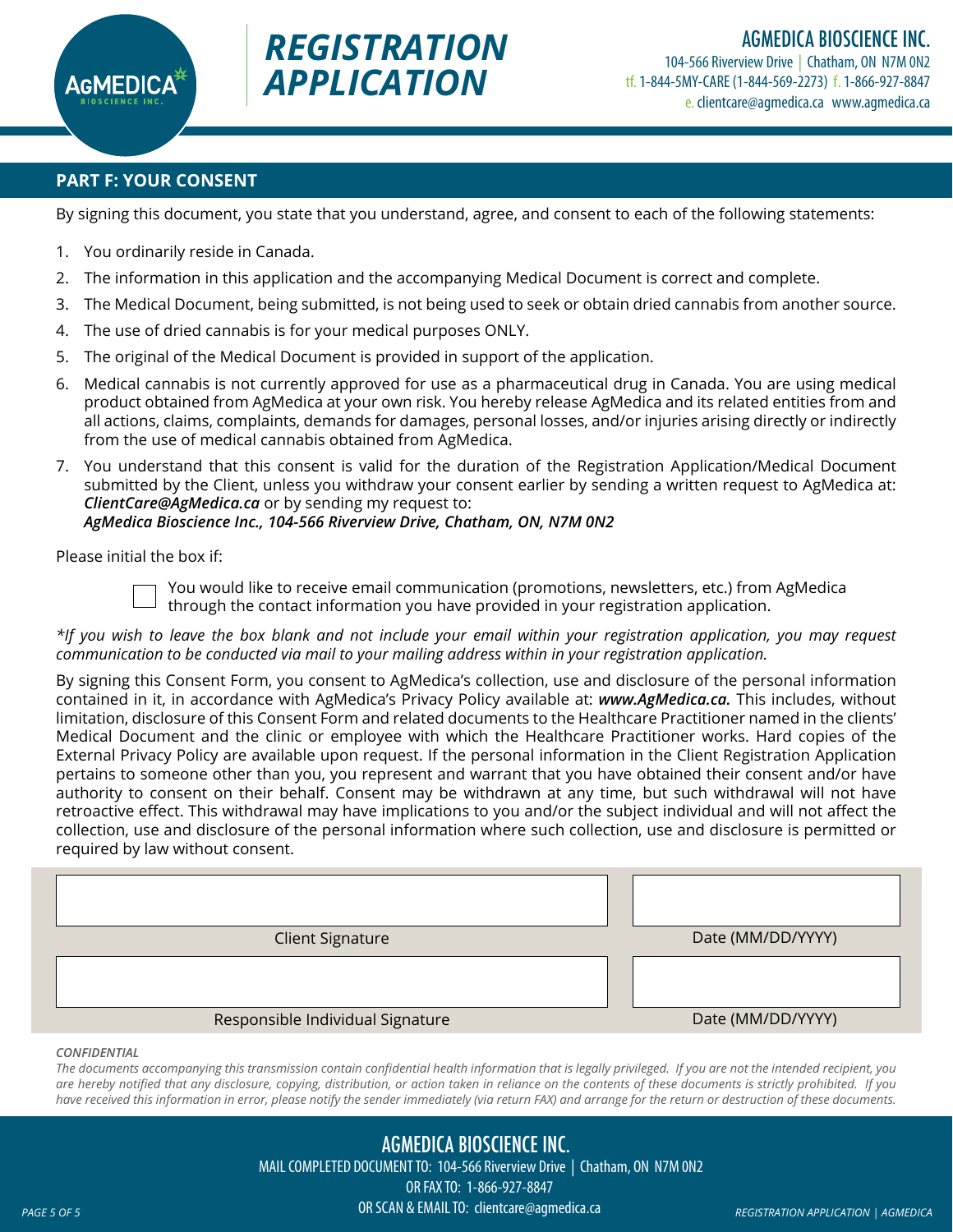# REGISTRATION APPLICATION

**AGMEDICA BIOSCIENCE INC.**
104-566 Riverview Drive | Chatham, ON N7M 0N2
tf. 1-844-5MY-CARE (1-844-569-2273) f. 1-866-927-8847
e. clientcare@agmedica.ca www.agmedica.ca

## PART F: YOUR CONSENT

By signing this document, you state that you understand, agree, and consent to each of the following statements:

1. You ordinarily reside in Canada.
2. The information in this application and the accompanying Medical Document is correct and complete.
3. The Medical Document, being submitted, is not being used to seek or obtain dried cannabis from another source.
4. The use of dried cannabis is for your medical purposes ONLY.
5. The original of the Medical Document is provided in support of the application.
6. Medical cannabis is not currently approved for use as a pharmaceutical drug in Canada. You are using medical product obtained from AgMedica at your own risk. You hereby release AgMedica and its related entities from and all actions, claims, complaints, demands for damages, personal losses, and/or injuries arising directly or indirectly from the use of medical cannabis obtained from AgMedica.
7. You understand that this consent is valid for the duration of the Registration Application/Medical Document submitted by the Client, unless you withdraw your consent earlier by sending a written request to AgMedica at: ***ClientCare@AgMedica.ca*** or by sending my request to:
***AgMedica Bioscience Inc., 104-566 Riverview Drive, Chatham, ON, N7M 0N2***

Please initial the box if:

☐ You would like to receive email communication (promotions, newsletters, etc.) from AgMedica through the contact information you have provided in your registration application.

*\*If you wish to leave the box blank and not include your email within your registration application, you may request communication to be conducted via mail to your mailing address within in your registration application.*

By signing this Consent Form, you consent to AgMedica's collection, use and disclosure of the personal information contained in it, in accordance with AgMedica's Privacy Policy available at: ***www.AgMedica.ca.*** This includes, without limitation, disclosure of this Consent Form and related documents to the Healthcare Practitioner named in the clients' Medical Document and the clinic or employee with which the Healthcare Practitioner works. Hard copies of the External Privacy Policy are available upon request. If the personal information in the Client Registration Application pertains to someone other than you, you represent and warrant that you have obtained their consent and/or have authority to consent on their behalf. Consent may be withdrawn at any time, but such withdrawal will not have retroactive effect. This withdrawal may have implications to you and/or the subject individual and will not affect the collection, use and disclosure of the personal information where such collection, use and disclosure is permitted or required by law without consent.

| | |
|---|---|
| Client Signature | Date (MM/DD/YYYY) |
| Responsible Individual Signature | Date (MM/DD/YYYY) |

*CONFIDENTIAL*

*The documents accompanying this transmission contain confidential health information that is legally privileged. If you are not the intended recipient, you are hereby notified that any disclosure, copying, distribution, or action taken in reliance on the contents of these documents is strictly prohibited. If you have received this information in error, please notify the sender immediately (via return FAX) and arrange for the return or destruction of these documents.*

**AGMEDICA BIOSCIENCE INC.**
MAIL COMPLETED DOCUMENT TO: 104-566 Riverview Drive | Chatham, ON N7M 0N2
OR FAX TO: 1-866-927-8847
OR SCAN & EMAIL TO: clientcare@agmedica.ca